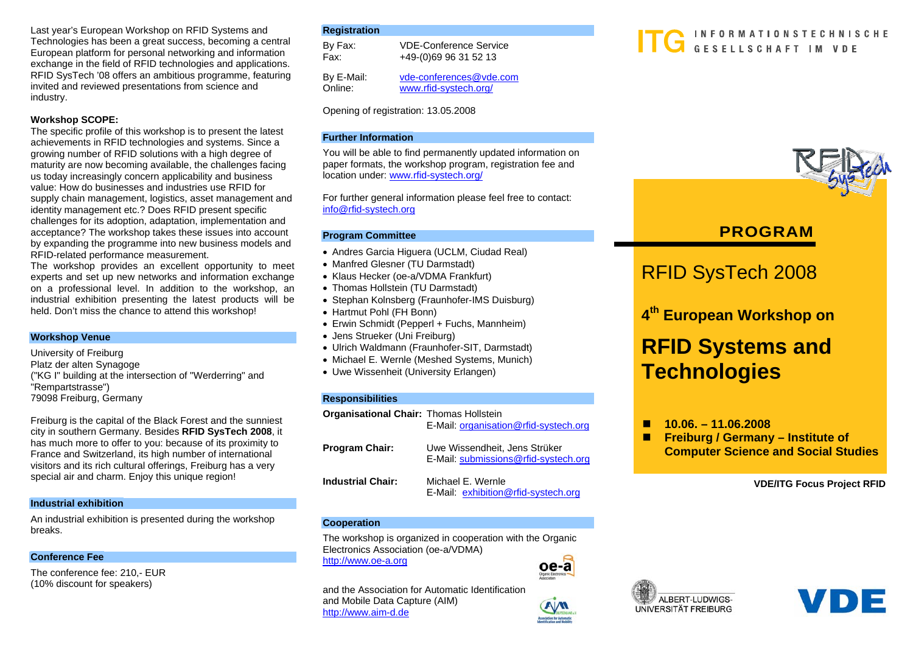Last year's European Workshop on RFID Systems and Technologies has been a great success, becoming a central European platform for personal networking and information exchange in the field of RFID technologies and applications. RFID SysTech '08 offers an ambitious programme, featuring invited and reviewed presentations from science and industry.

**Workshop SCOPE:**

The specific profile of this workshop is to present the latest achievements in RFID technologies and systems. Since a growing number of RFID solutions with a high degree of maturity are now becoming available, the challenges facing us today increasingly concern applicability and business value: How do businesses and industries use RFID for supply chain management, logistics, asset management and identity management etc.? Does RFID present specific challenges for its adoption, adaptation, implementation and acceptance? The workshop takes these issues into account by expanding the programme into new business models and RFID-related performance measurement.

The workshop provides an excellent opportunity to meet experts and set up new networks and information exchange on a professional level. In addition to the workshop, an industrial exhibition presenting the latest products will be held. Don't miss the chance to attend this workshop!

## Workshop Venue

University of Freiburg
Platz der alten Synagoge
("KG I" building at the intersection of "Werderring" and "Rempartstrasse")
79098 Freiburg, Germany

Freiburg is the capital of the Black Forest and the sunniest city in southern Germany. Besides **RFID SysTech 2008**, it has much more to offer to you: because of its proximity to France and Switzerland, its high number of international visitors and its rich cultural offerings, Freiburg has a very special air and charm. Enjoy this unique region!

## Industrial exhibition

An industrial exhibition is presented during the workshop breaks.

## Conference Fee

The conference fee: 210,- EUR
(10% discount for speakers)

## Registration

By Fax: VDE-Conference Service
Fax: +49-(0)69 96 31 52 13

By E-Mail: vde-conferences@vde.com
Online: www.rfid-systech.org/

Opening of registration: 13.05.2008

## Further Information

You will be able to find permanently updated information on paper formats, the workshop program, registration fee and location under: www.rfid-systech.org/

For further general information please feel free to contact: info@rfid-systech.org

## Program Committee

- Andres Garcia Higuera (UCLM, Ciudad Real)
- Manfred Glesner (TU Darmstadt)
- Klaus Hecker (oe-a/VDMA Frankfurt)
- Thomas Hollstein (TU Darmstadt)
- Stephan Kolnsberg (Fraunhofer-IMS Duisburg)
- Hartmut Pohl (FH Bonn)
- Erwin Schmidt (Pepperl + Fuchs, Mannheim)
- Jens Strueker (Uni Freiburg)
- Ulrich Waldmann (Fraunhofer-SIT, Darmstadt)
- Michael E. Wernle (Meshed Systems, Munich)
- Uwe Wissenheit (University Erlangen)

## Responsibilities

**Organisational Chair:** Thomas Hollstein
E-Mail: organisation@rfid-systech.org

**Program Chair:** Uwe Wissendheit, Jens Strüker
E-Mail: submissions@rfid-systech.org

**Industrial Chair:** Michael E. Wernle
E-Mail: exhibition@rfid-systech.org

## Cooperation

The workshop is organized in cooperation with the Organic Electronics Association (oe-a/VDMA)
http://www.oe-a.org

and the Association for Automatic Identification and Mobile Data Capture (AIM)
http://www.aim-d.de

ITG INFORMATIONSTECHNISCHE GESELLSCHAFT IM VDE

**PROGRAM**

# RFID SysTech 2008

**4th European Workshop on**

# RFID Systems and Technologies

- **10.06. – 11.06.2008**
- **Freiburg / Germany – Institute of Computer Science and Social Studies**

**VDE/ITG Focus Project RFID**

ALBERT-LUDWIGS-UNIVERSITÄT FREIBURG

VDE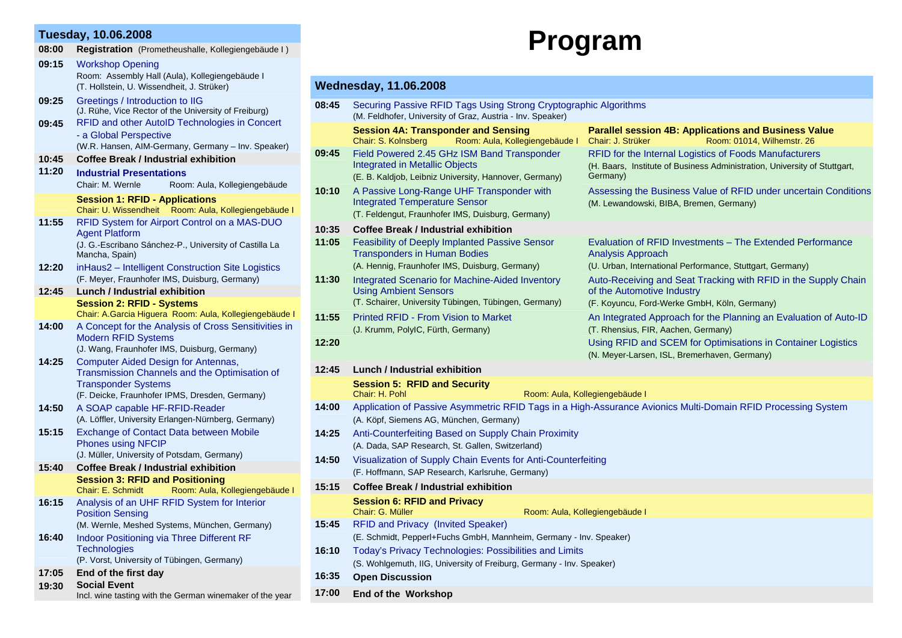# Program

## Tuesday, 10.06.2008

**08:00** **Registration** (Prometheushalle, Kollegiengebäude I )

**09:15** Workshop Opening
Room: Assembly Hall (Aula), Kollegiengebäude I
(T. Hollstein, U. Wissendheit, J. Strüker)

**09:25** Greetings / Introduction to IIG
(J. Rühe, Vice Rector of the University of Freiburg)

**09:45** RFID and other AutoID Technologies in Concert - a Global Perspective
(W.R. Hansen, AIM-Germany, Germany – Inv. Speaker)

**10:45** **Coffee Break / Industrial exhibition**

**11:20** **Industrial Presentations**
Chair: M. Wernle — Room: Aula, Kollegiengebäude

**Session 1: RFID - Applications**
Chair: U. Wissendheit — Room: Aula, Kollegiengebäude I

**11:55** RFID System for Airport Control on a MAS-DUO Agent Platform
(J. G.-Escribano Sánchez-P., University of Castilla La Mancha, Spain)

**12:20** inHaus2 – Intelligent Construction Site Logistics
(F. Meyer, Fraunhofer IMS, Duisburg, Germany)

**12:45** **Lunch / Industrial exhibition**

**Session 2: RFID - Systems**
Chair: A.Garcia Higuera — Room: Aula, Kollegiengebäude I

**14:00** A Concept for the Analysis of Cross Sensitivities in Modern RFID Systems
(J. Wang, Fraunhofer IMS, Duisburg, Germany)

**14:25** Computer Aided Design for Antennas, Transmission Channels and the Optimisation of Transponder Systems
(F. Deicke, Fraunhofer IPMS, Dresden, Germany)

**14:50** A SOAP capable HF-RFID-Reader
(A. Löffler, University Erlangen-Nürnberg, Germany)

**15:15** Exchange of Contact Data between Mobile Phones using NFCIP
(J. Müller, University of Potsdam, Germany)

**15:40** **Coffee Break / Industrial exhibition**

**Session 3: RFID and Positioning**
Chair: E. Schmidt — Room: Aula, Kollegiengebäude I

**16:15** Analysis of an UHF RFID System for Interior Position Sensing
(M. Wernle, Meshed Systems, München, Germany)

**16:40** Indoor Positioning via Three Different RF Technologies
(P. Vorst, University of Tübingen, Germany)

**17:05** **End of the first day**

**19:30** **Social Event**
Incl. wine tasting with the German winemaker of the year

## Wednesday, 11.06.2008

**08:45** Securing Passive RFID Tags Using Strong Cryptographic Algorithms
(M. Feldhofer, University of Graz, Austria - Inv. Speaker)

| Time | Session 4A: Transponder and Sensing<br>Chair: S. Kolnsberg — Room: Aula, Kollegiengebäude I | Parallel session 4B: Applications and Business Value<br>Chair: J. Strüker — Room: 01014, Wilhemstr. 26 |
|---|---|---|
| 09:45 | Field Powered 2.45 GHz ISM Band Transponder Integrated in Metallic Objects<br>(E. B. Kaldjob, Leibniz University, Hannover, Germany) | RFID for the Internal Logistics of Foods Manufacturers<br>(H. Baars, Institute of Business Administration, University of Stuttgart, Germany) |
| 10:10 | A Passive Long-Range UHF Transponder with Integrated Temperature Sensor<br>(T. Feldengut, Fraunhofer IMS, Duisburg, Germany) | Assessing the Business Value of RFID under uncertain Conditions<br>(M. Lewandowski, BIBA, Bremen, Germany) |
| 10:35 | **Coffee Break / Industrial exhibition** | |
| 11:05 | Feasibility of Deeply Implanted Passive Sensor Transponders in Human Bodies<br>(A. Hennig, Fraunhofer IMS, Duisburg, Germany) | Evaluation of RFID Investments – The Extended Performance Analysis Approach<br>(U. Urban, International Performance, Stuttgart, Germany) |
| 11:30 | Integrated Scenario for Machine-Aided Inventory Using Ambient Sensors<br>(T. Schairer, University Tübingen, Tübingen, Germany) | Auto-Receiving and Seat Tracking with RFID in the Supply Chain of the Automotive Industry<br>(F. Koyuncu, Ford-Werke GmbH, Köln, Germany) |
| 11:55 | Printed RFID - From Vision to Market<br>(J. Krumm, PolyIC, Fürth, Germany) | An Integrated Approach for the Planning an Evaluation of Auto-ID<br>(T. Rhensius, FIR, Aachen, Germany) |
| 12:20 | | Using RFID and SCEM for Optimisations in Container Logistics<br>(N. Meyer-Larsen, ISL, Bremerhaven, Germany) |

**12:45** **Lunch / Industrial exhibition**

**Session 5: RFID and Security**
Chair: H. Pohl — Room: Aula, Kollegiengebäude I

**14:00** Application of Passive Asymmetric RFID Tags in a High-Assurance Avionics Multi-Domain RFID Processing System
(A. Köpf, Siemens AG, München, Germany)

**14:25** Anti-Counterfeiting Based on Supply Chain Proximity
(A. Dada, SAP Research, St. Gallen, Switzerland)

**14:50** Visualization of Supply Chain Events for Anti-Counterfeiting
(F. Hoffmann, SAP Research, Karlsruhe, Germany)

**15:15** **Coffee Break / Industrial exhibition**

**Session 6: RFID and Privacy**
Chair: G. Müller — Room: Aula, Kollegiengebäude I

**15:45** RFID and Privacy (Invited Speaker)
(E. Schmidt, Pepperl+Fuchs GmbH, Mannheim, Germany - Inv. Speaker)

**16:10** Today's Privacy Technologies: Possibilities and Limits
(S. Wohlgemuth, IIG, University of Freiburg, Germany - Inv. Speaker)

**16:35** **Open Discussion**

**17:00** **End of the Workshop**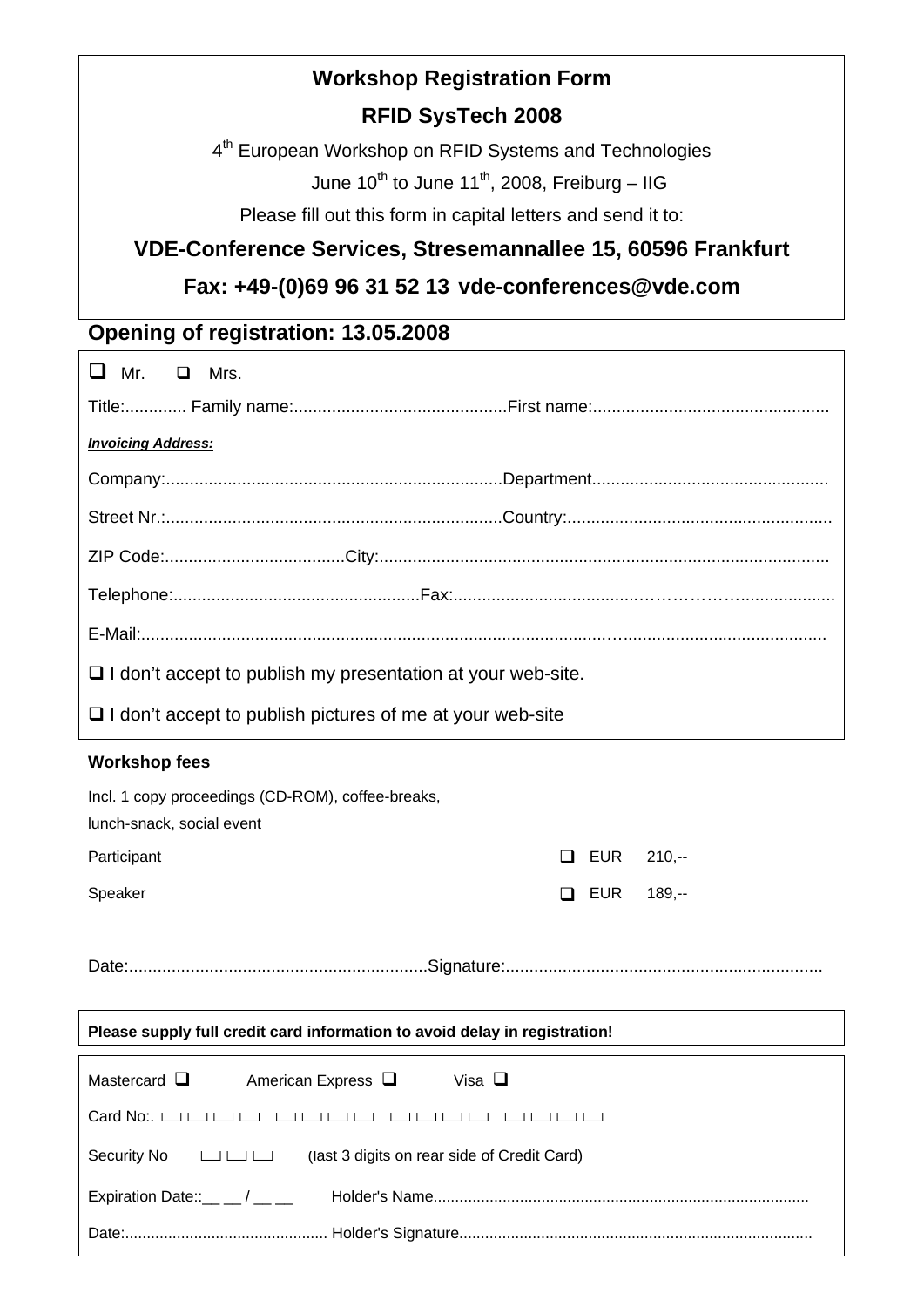# Workshop Registration Form

## RFID SysTech 2008

4th European Workshop on RFID Systems and Technologies

June 10th to June 11th, 2008, Freiburg – IIG

Please fill out this form in capital letters and send it to:

**VDE-Conference Services, Stresemannallee 15, 60596 Frankfurt**

**Fax: +49-(0)69 96 31 52 13 vde-conferences@vde.com**

## Opening of registration: 13.05.2008

☐ Mr. ☐ Mrs.

Title:............. Family name:............................................First name:..................................................

***Invoicing Address:***

Company:.......................................................................Department..................................................

Street Nr.:.......................................................................Country:........................................................

ZIP Code:......................................City:..............................................................................................

Telephone:....................................................Fax:..........................................................................

E-Mail:...........................................................................................................................................

☐ I don't accept to publish my presentation at your web-site.

☐ I don't accept to publish pictures of me at your web-site

**Workshop fees**

Incl. 1 copy proceedings (CD-ROM), coffee-breaks, lunch-snack, social event

| | | |
|---|---|---|
| Participant | ☐ EUR | 210,-- |
| Speaker | ☐ EUR | 189,-- |

Date:..............................................................Signature:..................................................................

**Please supply full credit card information to avoid delay in registration!**

Mastercard ☐ American Express ☐ Visa ☐

Card No:. └┘└┘└┘└┘ └┘└┘└┘└┘ └┘└┘└┘└┘ └┘└┘└┘└┘

Security No └┘└┘└┘ (last 3 digits on rear side of Credit Card)

Expiration Date::__ __ / __ __ Holder's Name.....................................................................................

Date:............................................. Holder's Signature...............................................................................